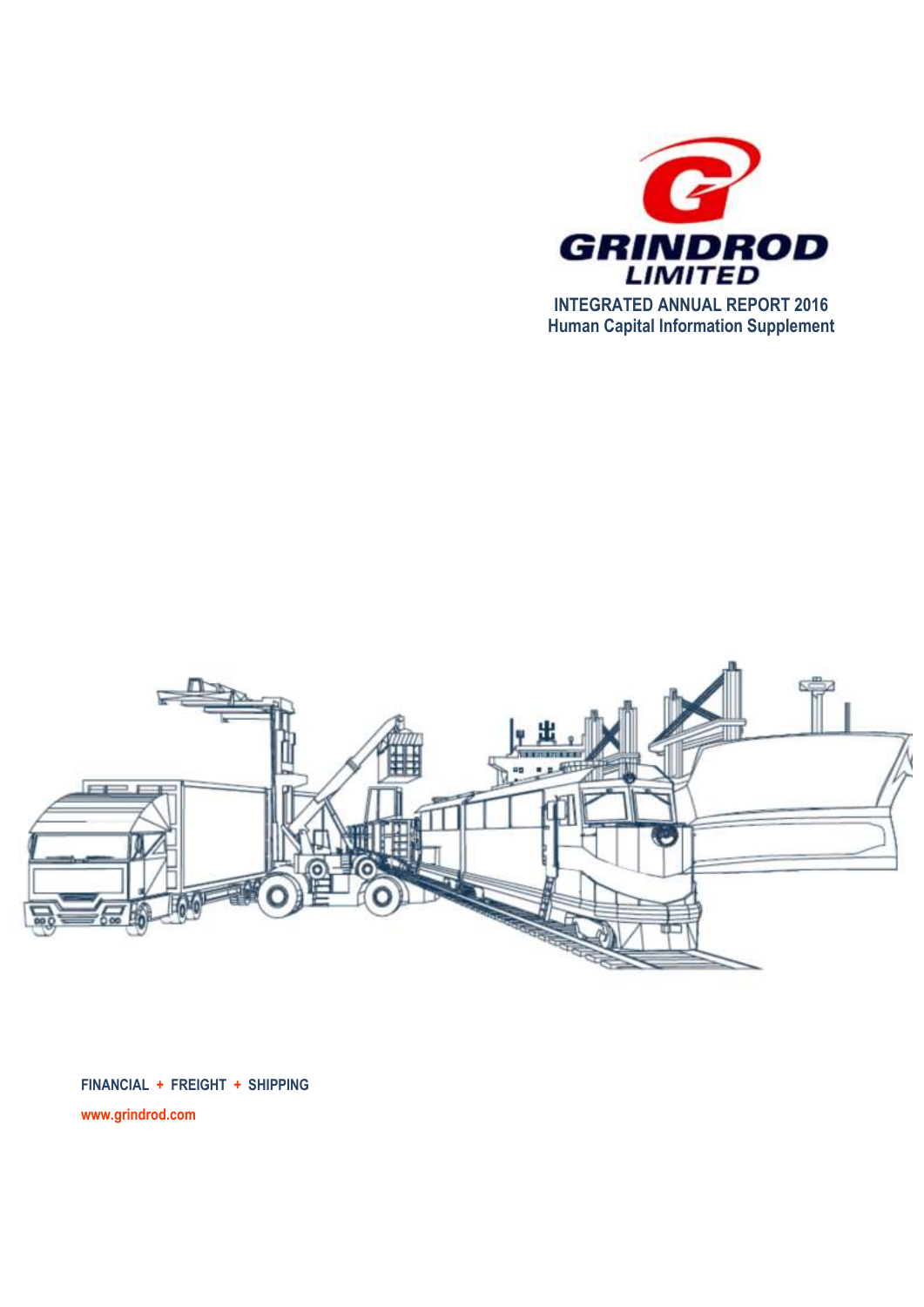GRINDROD LIMITED

# INTEGRATED ANNUAL REPORT 2016

## Human Capital Information Supplement

FINANCIAL + FREIGHT + SHIPPING

www.grindrod.com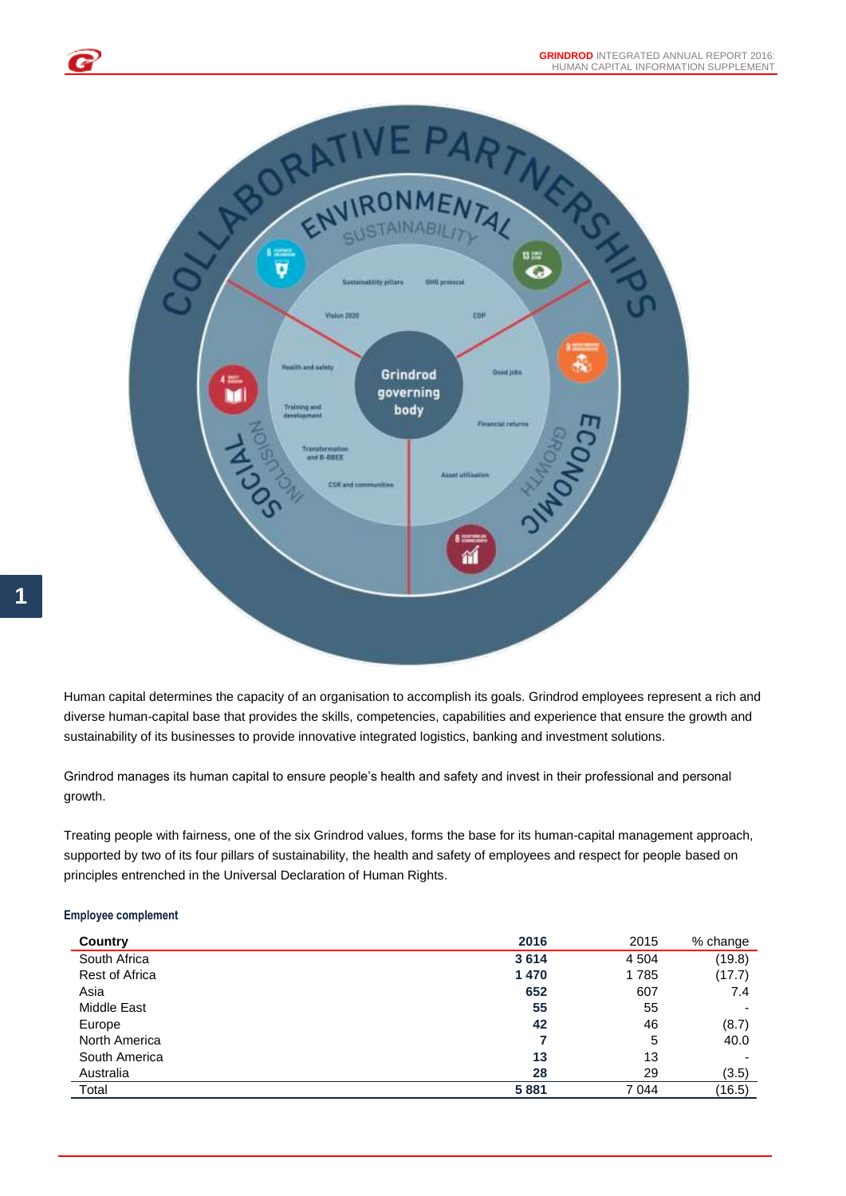Human capital determines the capacity of an organisation to accomplish its goals. Grindrod employees represent a rich and diverse human-capital base that provides the skills, competencies, capabilities and experience that ensure the growth and sustainability of its businesses to provide innovative integrated logistics, banking and investment solutions.

Grindrod manages its human capital to ensure people's health and safety and invest in their professional and personal growth.

Treating people with fairness, one of the six Grindrod values, forms the base for its human-capital management approach, supported by two of its four pillars of sustainability, the health and safety of employees and respect for people based on principles entrenched in the Universal Declaration of Human Rights.

#### Employee complement

| Country | 2016 | 2015 | % change |
|---|---|---|---|
| South Africa | **3 614** | 4 504 | (19.8) |
| Rest of Africa | **1 470** | 1 785 | (17.7) |
| Asia | **652** | 607 | 7.4 |
| Middle East | **55** | 55 | - |
| Europe | **42** | 46 | (8.7) |
| North America | **7** | 5 | 40.0 |
| South America | **13** | 13 | - |
| Australia | **28** | 29 | (3.5) |
| Total | **5 881** | 7 044 | (16.5) |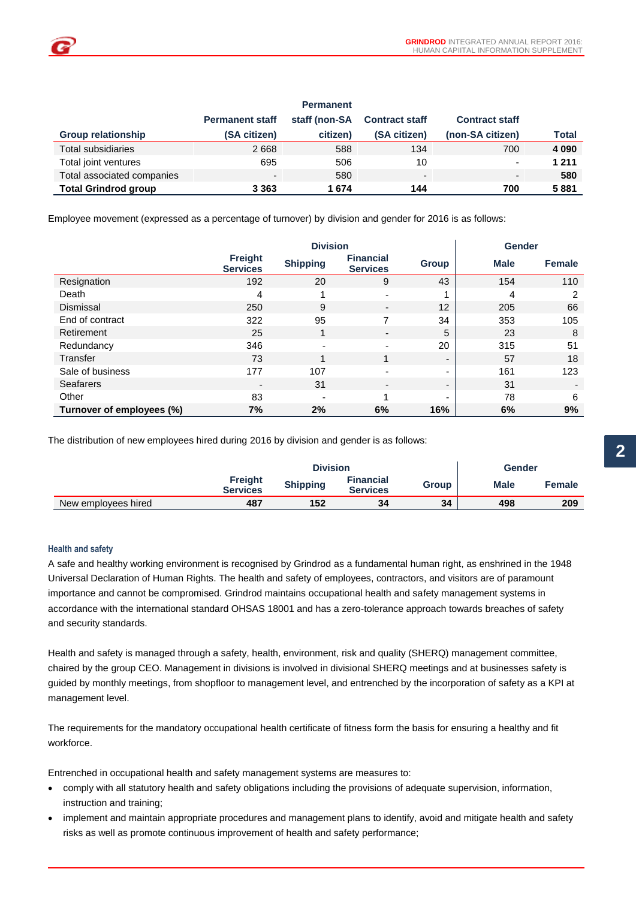| Group relationship | Permanent staff (SA citizen) | Permanent staff (non-SA citizen) | Contract staff (SA citizen) | Contract staff (non-SA citizen) | Total |
|---|---|---|---|---|---|
| Total subsidiaries | 2 668 | 588 | 134 | 700 | **4 090** |
| Total joint ventures | 695 | 506 | 10 | - | **1 211** |
| Total associated companies | - | 580 | - | - | **580** |
| **Total Grindrod group** | **3 363** | **1 674** | **144** | **700** | **5 881** |

Employee movement (expressed as a percentage of turnover) by division and gender for 2016 is as follows:

| | Division | | | | Gender | |
|---|---|---|---|---|---|---|
| | Freight Services | Shipping | Financial Services | Group | Male | Female |
| Resignation | 192 | 20 | 9 | 43 | 154 | 110 |
| Death | 4 | 1 | - | 1 | 4 | 2 |
| Dismissal | 250 | 9 | - | 12 | 205 | 66 |
| End of contract | 322 | 95 | 7 | 34 | 353 | 105 |
| Retirement | 25 | 1 | - | 5 | 23 | 8 |
| Redundancy | 346 | - | - | 20 | 315 | 51 |
| Transfer | 73 | 1 | 1 | - | 57 | 18 |
| Sale of business | 177 | 107 | - | - | 161 | 123 |
| Seafarers | - | 31 | - | - | 31 | - |
| Other | 83 | - | 1 | - | 78 | 6 |
| **Turnover of employees (%)** | **7%** | **2%** | **6%** | **16%** | **6%** | **9%** |

The distribution of new employees hired during 2016 by division and gender is as follows:

| | Division | | | | Gender | |
|---|---|---|---|---|---|---|
| | Freight Services | Shipping | Financial Services | Group | Male | Female |
| New employees hired | **487** | **152** | **34** | **34** | **498** | **209** |

### Health and safety

A safe and healthy working environment is recognised by Grindrod as a fundamental human right, as enshrined in the 1948 Universal Declaration of Human Rights. The health and safety of employees, contractors, and visitors are of paramount importance and cannot be compromised. Grindrod maintains occupational health and safety management systems in accordance with the international standard OHSAS 18001 and has a zero-tolerance approach towards breaches of safety and security standards.

Health and safety is managed through a safety, health, environment, risk and quality (SHERQ) management committee, chaired by the group CEO. Management in divisions is involved in divisional SHERQ meetings and at businesses safety is guided by monthly meetings, from shopfloor to management level, and entrenched by the incorporation of safety as a KPI at management level.

The requirements for the mandatory occupational health certificate of fitness form the basis for ensuring a healthy and fit workforce.

Entrenched in occupational health and safety management systems are measures to:

- comply with all statutory health and safety obligations including the provisions of adequate supervision, information, instruction and training;
- implement and maintain appropriate procedures and management plans to identify, avoid and mitigate health and safety risks as well as promote continuous improvement of health and safety performance;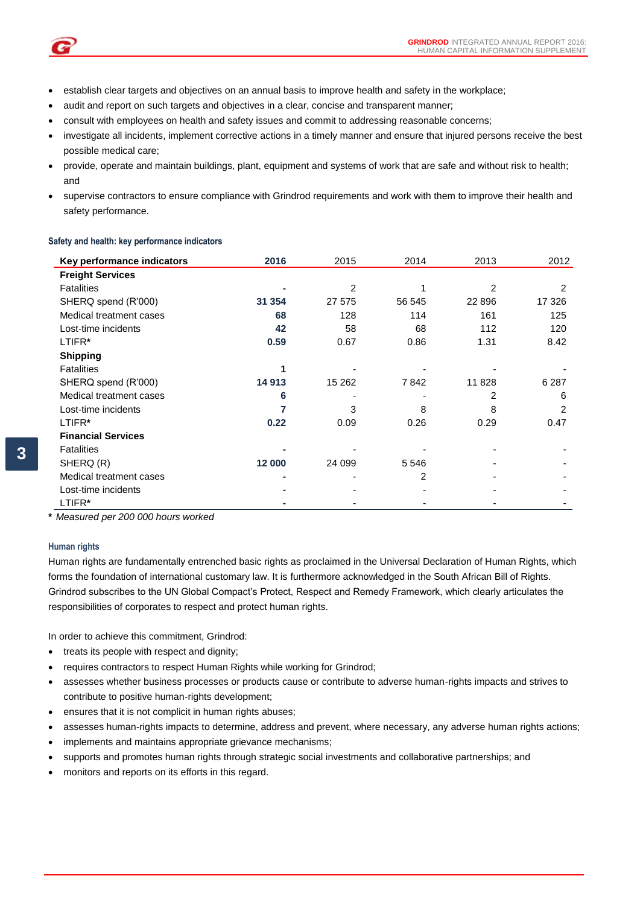- establish clear targets and objectives on an annual basis to improve health and safety in the workplace;
- audit and report on such targets and objectives in a clear, concise and transparent manner;
- consult with employees on health and safety issues and commit to addressing reasonable concerns;
- investigate all incidents, implement corrective actions in a timely manner and ensure that injured persons receive the best possible medical care;
- provide, operate and maintain buildings, plant, equipment and systems of work that are safe and without risk to health; and
- supervise contractors to ensure compliance with Grindrod requirements and work with them to improve their health and safety performance.

#### Safety and health: key performance indicators

| Key performance indicators | 2016 | 2015 | 2014 | 2013 | 2012 |
|---|---|---|---|---|---|
| **Freight Services** | | | | | |
| Fatalities | **-** | 2 | 1 | 2 | 2 |
| SHERQ spend (R'000) | **31 354** | 27 575 | 56 545 | 22 896 | 17 326 |
| Medical treatment cases | **68** | 128 | 114 | 161 | 125 |
| Lost-time incidents | **42** | 58 | 68 | 112 | 120 |
| LTIFR* | **0.59** | 0.67 | 0.86 | 1.31 | 8.42 |
| **Shipping** | | | | | |
| Fatalities | **1** | - | - | - | - |
| SHERQ spend (R'000) | **14 913** | 15 262 | 7 842 | 11 828 | 6 287 |
| Medical treatment cases | **6** | - | - | 2 | 6 |
| Lost-time incidents | **7** | 3 | 8 | 8 | 2 |
| LTIFR* | **0.22** | 0.09 | 0.26 | 0.29 | 0.47 |
| **Financial Services** | | | | | |
| Fatalities | **-** | - | - | - | - |
| SHERQ (R) | **12 000** | 24 099 | 5 546 | - | - |
| Medical treatment cases | **-** | - | 2 | - | - |
| Lost-time incidents | **-** | - | - | - | - |
| LTIFR* | **-** | - | - | - | - |

* *Measured per 200 000 hours worked*

#### Human rights

Human rights are fundamentally entrenched basic rights as proclaimed in the Universal Declaration of Human Rights, which forms the foundation of international customary law. It is furthermore acknowledged in the South African Bill of Rights. Grindrod subscribes to the UN Global Compact's Protect, Respect and Remedy Framework, which clearly articulates the responsibilities of corporates to respect and protect human rights.

In order to achieve this commitment, Grindrod:

- treats its people with respect and dignity;
- requires contractors to respect Human Rights while working for Grindrod;
- assesses whether business processes or products cause or contribute to adverse human-rights impacts and strives to contribute to positive human-rights development;
- ensures that it is not complicit in human rights abuses;
- assesses human-rights impacts to determine, address and prevent, where necessary, any adverse human rights actions;
- implements and maintains appropriate grievance mechanisms;
- supports and promotes human rights through strategic social investments and collaborative partnerships; and
- monitors and reports on its efforts in this regard.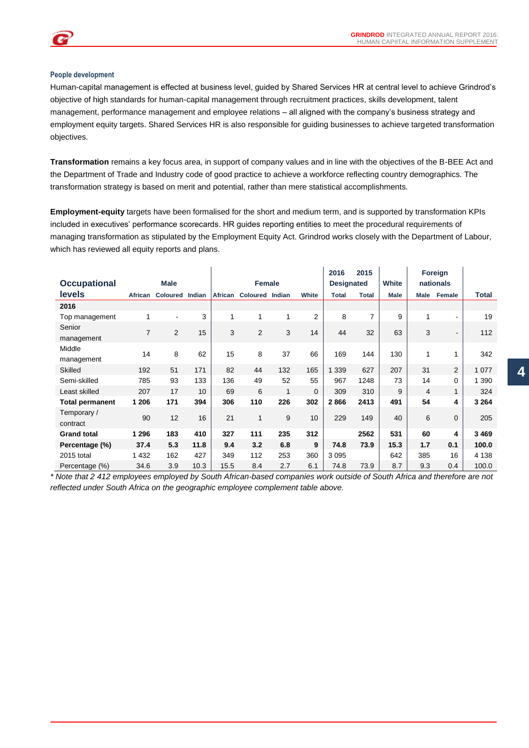#### People development

Human-capital management is effected at business level, guided by Shared Services HR at central level to achieve Grindrod's objective of high standards for human-capital management through recruitment practices, skills development, talent management, performance management and employee relations – all aligned with the company's business strategy and employment equity targets. Shared Services HR is also responsible for guiding businesses to achieve targeted transformation objectives.

**Transformation** remains a key focus area, in support of company values and in line with the objectives of the B-BEE Act and the Department of Trade and Industry code of good practice to achieve a workforce reflecting country demographics. The transformation strategy is based on merit and potential, rather than mere statistical accomplishments.

**Employment-equity** targets have been formalised for the short and medium term, and is supported by transformation KPIs included in executives' performance scorecards. HR guides reporting entities to meet the procedural requirements of managing transformation as stipulated by the Employment Equity Act. Grindrod works closely with the Department of Labour, which has reviewed all equity reports and plans.

| Occupational levels | Male | | | Female | | | | 2016 Designated | 2015 Designated | White | Foreign nationals | | |
|---|---|---|---|---|---|---|---|---|---|---|---|---|---|
| | African | Coloured | Indian | African | Coloured | Indian | White | Total | Total | Male | Male | Female | Total |
| **2016** | | | | | | | | | | | | | |
| Top management | 1 | - | 3 | 1 | 1 | 1 | 2 | 8 | 7 | 9 | 1 | - | 19 |
| Senior management | 7 | 2 | 15 | 3 | 2 | 3 | 14 | 44 | 32 | 63 | 3 | - | 112 |
| Middle management | 14 | 8 | 62 | 15 | 8 | 37 | 66 | 169 | 144 | 130 | 1 | 1 | 342 |
| Skilled | 192 | 51 | 171 | 82 | 44 | 132 | 165 | 1 339 | 627 | 207 | 31 | 2 | 1 077 |
| Semi-skilled | 785 | 93 | 133 | 136 | 49 | 52 | 55 | 967 | 1248 | 73 | 14 | 0 | 1 390 |
| Least skilled | 207 | 17 | 10 | 69 | 6 | 1 | 0 | 309 | 310 | 9 | 4 | 1 | 324 |
| **Total permanent** | **1 206** | **171** | **394** | **306** | **110** | **226** | **302** | **2 866** | **2413** | **491** | **54** | **4** | **3 264** |
| Temporary / contract | 90 | 12 | 16 | 21 | 1 | 9 | 10 | 229 | 149 | 40 | 6 | 0 | 205 |
| **Grand total** | **1 296** | **183** | **410** | **327** | **111** | **235** | **312** | | **2562** | **531** | **60** | **4** | **3 469** |
| **Percentage (%)** | **37.4** | **5.3** | **11.8** | **9.4** | **3.2** | **6.8** | **9** | **74.8** | **73.9** | **15.3** | **1.7** | **0.1** | **100.0** |
| 2015 total | 1 432 | 162 | 427 | 349 | 112 | 253 | 360 | 3 095 | | 642 | 385 | 16 | 4 138 |
| Percentage (%) | 34.6 | 3.9 | 10.3 | 15.5 | 8.4 | 2.7 | 6.1 | 74.8 | 73.9 | 8.7 | 9.3 | 0.4 | 100.0 |

*\* Note that 2 412 employees employed by South African-based companies work outside of South Africa and therefore are not reflected under South Africa on the geographic employee complement table above.*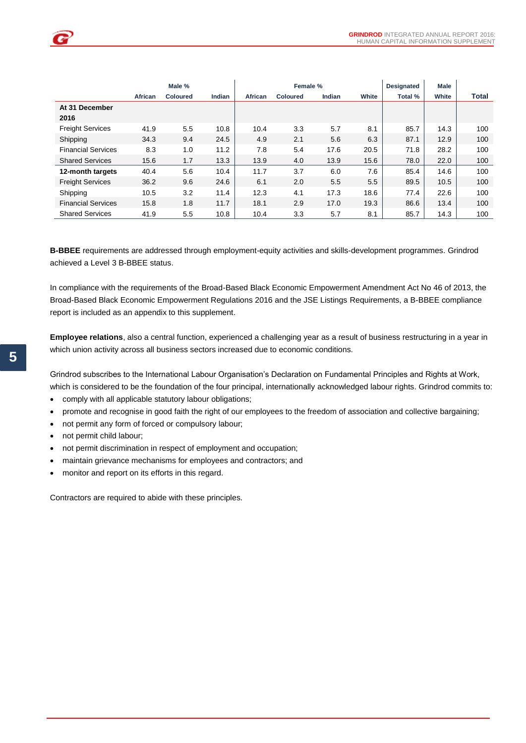| | Male % | | | Female % | | | | Designated | Male | |
|---|---|---|---|---|---|---|---|---|---|---|
| | African | Coloured | Indian | African | Coloured | Indian | White | Total % | White | Total |
| **At 31 December 2016** | | | | | | | | | | |
| Freight Services | 41.9 | 5.5 | 10.8 | 10.4 | 3.3 | 5.7 | 8.1 | 85.7 | 14.3 | 100 |
| Shipping | 34.3 | 9.4 | 24.5 | 4.9 | 2.1 | 5.6 | 6.3 | 87.1 | 12.9 | 100 |
| Financial Services | 8.3 | 1.0 | 11.2 | 7.8 | 5.4 | 17.6 | 20.5 | 71.8 | 28.2 | 100 |
| Shared Services | 15.6 | 1.7 | 13.3 | 13.9 | 4.0 | 13.9 | 15.6 | 78.0 | 22.0 | 100 |
| **12-month targets** | 40.4 | 5.6 | 10.4 | 11.7 | 3.7 | 6.0 | 7.6 | 85.4 | 14.6 | 100 |
| Freight Services | 36.2 | 9.6 | 24.6 | 6.1 | 2.0 | 5.5 | 5.5 | 89.5 | 10.5 | 100 |
| Shipping | 10.5 | 3.2 | 11.4 | 12.3 | 4.1 | 17.3 | 18.6 | 77.4 | 22.6 | 100 |
| Financial Services | 15.8 | 1.8 | 11.7 | 18.1 | 2.9 | 17.0 | 19.3 | 86.6 | 13.4 | 100 |
| Shared Services | 41.9 | 5.5 | 10.8 | 10.4 | 3.3 | 5.7 | 8.1 | 85.7 | 14.3 | 100 |

**B-BBEE** requirements are addressed through employment-equity activities and skills-development programmes. Grindrod achieved a Level 3 B-BBEE status.

In compliance with the requirements of the Broad-Based Black Economic Empowerment Amendment Act No 46 of 2013, the Broad-Based Black Economic Empowerment Regulations 2016 and the JSE Listings Requirements, a B-BBEE compliance report is included as an appendix to this supplement.

**Employee relations**, also a central function, experienced a challenging year as a result of business restructuring in a year in which union activity across all business sectors increased due to economic conditions.

Grindrod subscribes to the International Labour Organisation's Declaration on Fundamental Principles and Rights at Work, which is considered to be the foundation of the four principal, internationally acknowledged labour rights. Grindrod commits to:

- comply with all applicable statutory labour obligations;
- promote and recognise in good faith the right of our employees to the freedom of association and collective bargaining;
- not permit any form of forced or compulsory labour;
- not permit child labour;
- not permit discrimination in respect of employment and occupation;
- maintain grievance mechanisms for employees and contractors; and
- monitor and report on its efforts in this regard.

Contractors are required to abide with these principles.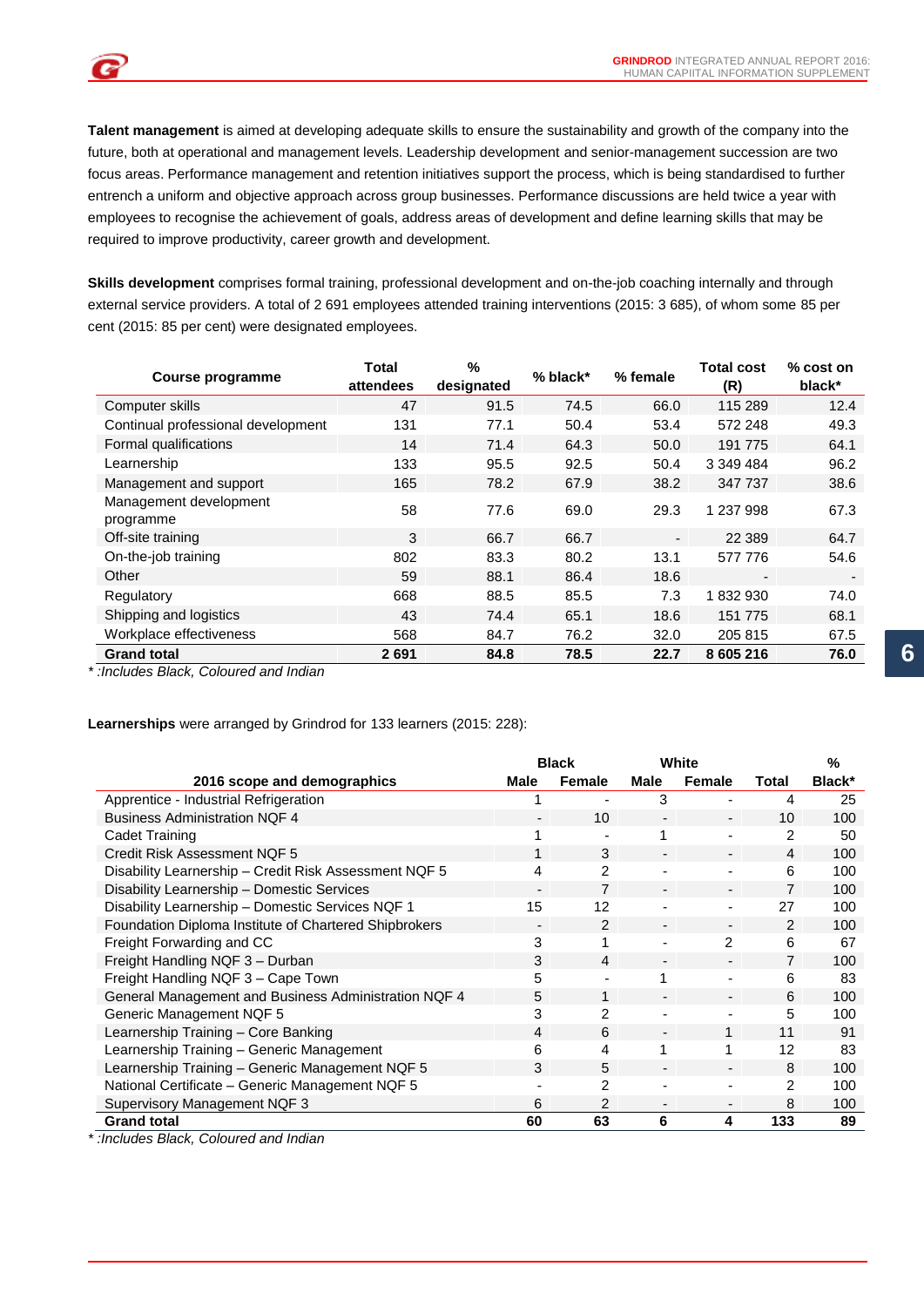**Talent management** is aimed at developing adequate skills to ensure the sustainability and growth of the company into the future, both at operational and management levels. Leadership development and senior-management succession are two focus areas. Performance management and retention initiatives support the process, which is being standardised to further entrench a uniform and objective approach across group businesses. Performance discussions are held twice a year with employees to recognise the achievement of goals, address areas of development and define learning skills that may be required to improve productivity, career growth and development.

**Skills development** comprises formal training, professional development and on-the-job coaching internally and through external service providers. A total of 2 691 employees attended training interventions (2015: 3 685), of whom some 85 per cent (2015: 85 per cent) were designated employees.

| Course programme | Total attendees | % designated | % black* | % female | Total cost (R) | % cost on black* |
|---|---|---|---|---|---|---|
| Computer skills | 47 | 91.5 | 74.5 | 66.0 | 115 289 | 12.4 |
| Continual professional development | 131 | 77.1 | 50.4 | 53.4 | 572 248 | 49.3 |
| Formal qualifications | 14 | 71.4 | 64.3 | 50.0 | 191 775 | 64.1 |
| Learnership | 133 | 95.5 | 92.5 | 50.4 | 3 349 484 | 96.2 |
| Management and support | 165 | 78.2 | 67.9 | 38.2 | 347 737 | 38.6 |
| Management development programme | 58 | 77.6 | 69.0 | 29.3 | 1 237 998 | 67.3 |
| Off-site training | 3 | 66.7 | 66.7 | - | 22 389 | 64.7 |
| On-the-job training | 802 | 83.3 | 80.2 | 13.1 | 577 776 | 54.6 |
| Other | 59 | 88.1 | 86.4 | 18.6 | - | - |
| Regulatory | 668 | 88.5 | 85.5 | 7.3 | 1 832 930 | 74.0 |
| Shipping and logistics | 43 | 74.4 | 65.1 | 18.6 | 151 775 | 68.1 |
| Workplace effectiveness | 568 | 84.7 | 76.2 | 32.0 | 205 815 | 67.5 |
| **Grand total** | **2 691** | **84.8** | **78.5** | **22.7** | **8 605 216** | **76.0** |

* :Includes Black, Coloured and Indian

**Learnerships** were arranged by Grindrod for 133 learners (2015: 228):

| 2016 scope and demographics | Black | | White | | Total | % Black* |
|---|---|---|---|---|---|---|
| | Male | Female | Male | Female | | |
| Apprentice - Industrial Refrigeration | 1 | - | 3 | - | 4 | 25 |
| Business Administration NQF 4 | - | 10 | - | - | 10 | 100 |
| Cadet Training | 1 | - | 1 | - | 2 | 50 |
| Credit Risk Assessment NQF 5 | 1 | 3 | - | - | 4 | 100 |
| Disability Learnership – Credit Risk Assessment NQF 5 | 4 | 2 | - | - | 6 | 100 |
| Disability Learnership – Domestic Services | - | 7 | - | - | 7 | 100 |
| Disability Learnership – Domestic Services NQF 1 | 15 | 12 | - | - | 27 | 100 |
| Foundation Diploma Institute of Chartered Shipbrokers | - | 2 | - | - | 2 | 100 |
| Freight Forwarding and CC | 3 | 1 | - | 2 | 6 | 67 |
| Freight Handling NQF 3 – Durban | 3 | 4 | - | - | 7 | 100 |
| Freight Handling NQF 3 – Cape Town | 5 | - | 1 | - | 6 | 83 |
| General Management and Business Administration NQF 4 | 5 | 1 | - | - | 6 | 100 |
| Generic Management NQF 5 | 3 | 2 | - | - | 5 | 100 |
| Learnership Training – Core Banking | 4 | 6 | - | 1 | 11 | 91 |
| Learnership Training – Generic Management | 6 | 4 | 1 | 1 | 12 | 83 |
| Learnership Training – Generic Management NQF 5 | 3 | 5 | - | - | 8 | 100 |
| National Certificate – Generic Management NQF 5 | - | 2 | - | - | 2 | 100 |
| Supervisory Management NQF 3 | 6 | 2 | - | - | 8 | 100 |
| **Grand total** | **60** | **63** | **6** | **4** | **133** | **89** |

* :Includes Black, Coloured and Indian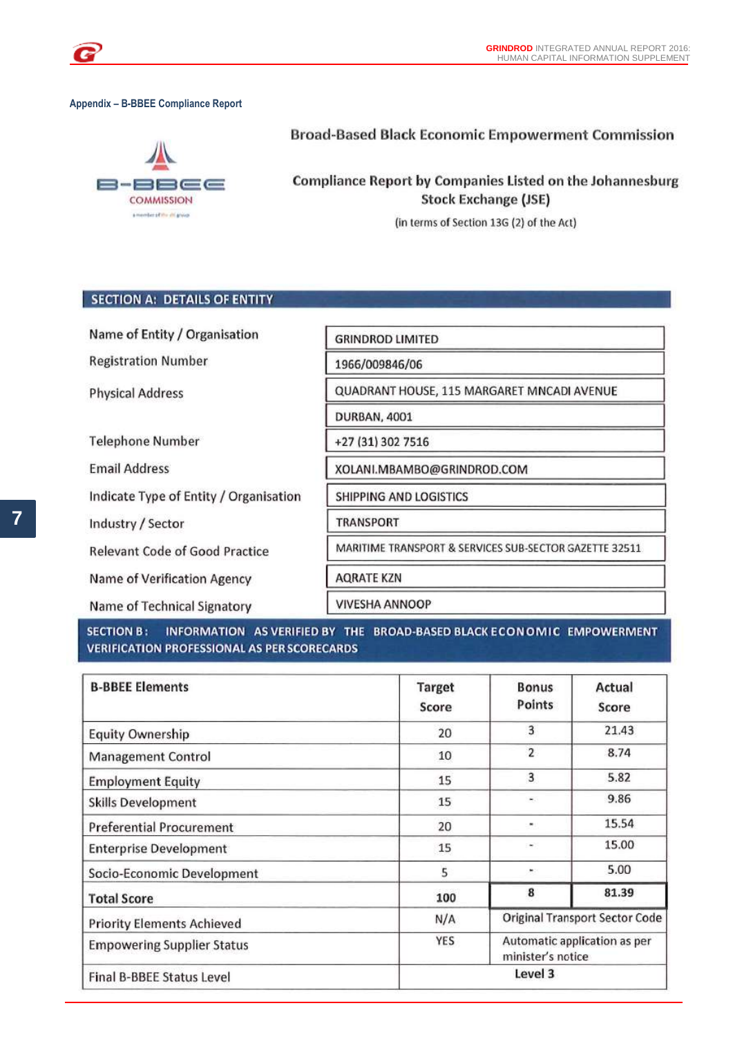**Appendix – B-BBEE Compliance Report**

B-BBEE COMMISSION

## Broad-Based Black Economic Empowerment Commission

### Compliance Report by Companies Listed on the Johannesburg Stock Exchange (JSE)

(in terms of Section 13G (2) of the Act)

### SECTION A: DETAILS OF ENTITY

| | |
|---|---|
| Name of Entity / Organisation | GRINDROD LIMITED |
| Registration Number | 1966/009846/06 |
| Physical Address | QUADRANT HOUSE, 115 MARGARET MNCADI AVENUE |
| | DURBAN, 4001 |
| Telephone Number | +27 (31) 302 7516 |
| Email Address | XOLANI.MBAMBO@GRINDROD.COM |
| Indicate Type of Entity / Organisation | SHIPPING AND LOGISTICS |
| Industry / Sector | TRANSPORT |
| Relevant Code of Good Practice | MARITIME TRANSPORT & SERVICES SUB-SECTOR GAZETTE 32511 |
| Name of Verification Agency | AQRATE KZN |
| Name of Technical Signatory | VIVESHA ANNOOP |

### SECTION B: INFORMATION AS VERIFIED BY THE BROAD-BASED BLACK ECONOMIC EMPOWERMENT VERIFICATION PROFESSIONAL AS PER SCORECARDS

| B-BBEE Elements | Target Score | Bonus Points | Actual Score |
|---|---|---|---|
| Equity Ownership | 20 | 3 | 21.43 |
| Management Control | 10 | 2 | 8.74 |
| Employment Equity | 15 | 3 | 5.82 |
| Skills Development | 15 | - | 9.86 |
| Preferential Procurement | 20 | - | 15.54 |
| Enterprise Development | 15 | - | 15.00 |
| Socio-Economic Development | 5 | - | 5.00 |
| **Total Score** | **100** | **8** | **81.39** |
| Priority Elements Achieved | N/A | Original Transport Sector Code | |
| Empowering Supplier Status | YES | Automatic application as per minister's notice | |
| Final B-BBEE Status Level | | **Level 3** | |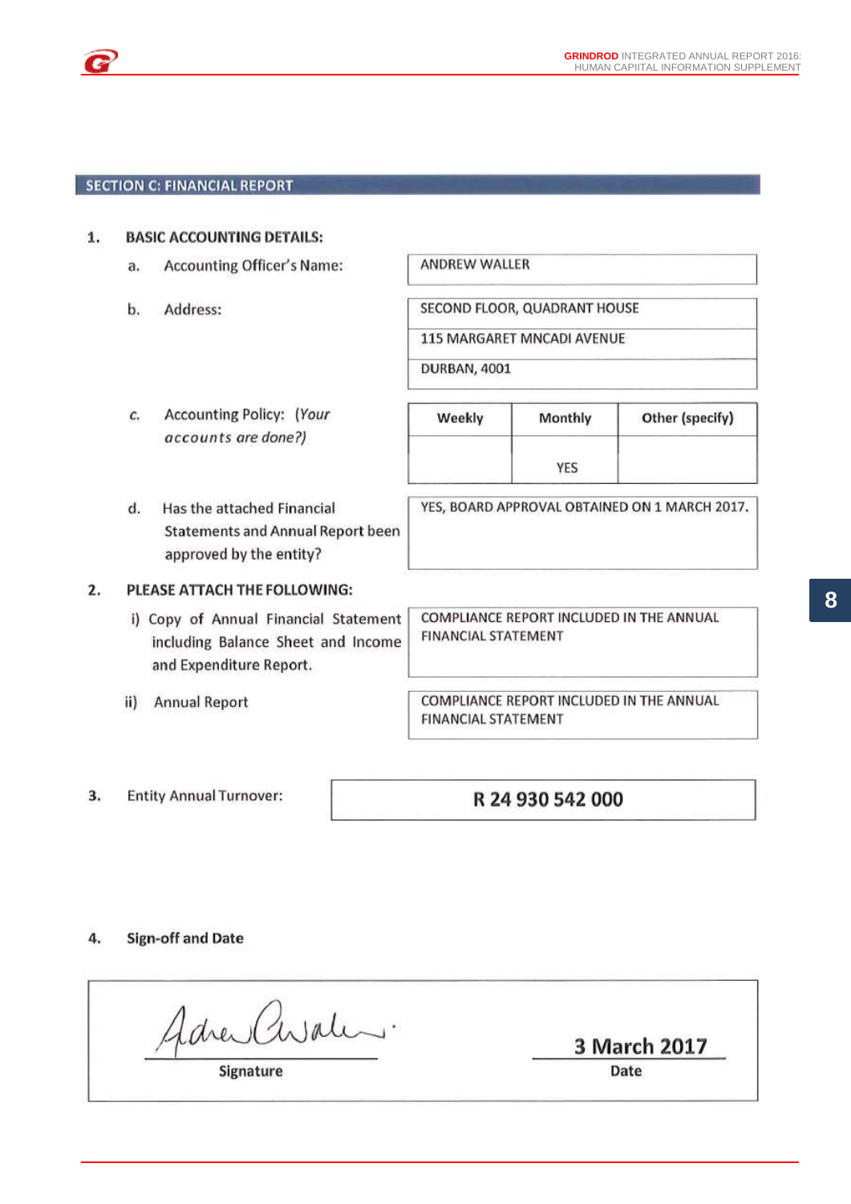## SECTION C: FINANCIAL REPORT

**1. BASIC ACCOUNTING DETAILS:**

a. Accounting Officer's Name: ANDREW WALLER

b. Address:

SECOND FLOOR, QUADRANT HOUSE
115 MARGARET MNCADI AVENUE
DURBAN, 4001

c. Accounting Policy: (*Your accounts are done?*)

| Weekly | Monthly | Other (specify) |
|---|---|---|
| | YES | |

d. Has the attached Financial Statements and Annual Report been approved by the entity?

YES, BOARD APPROVAL OBTAINED ON 1 MARCH 2017.

**2. PLEASE ATTACH THE FOLLOWING:**

i) Copy of Annual Financial Statement including Balance Sheet and Income and Expenditure Report.

COMPLIANCE REPORT INCLUDED IN THE ANNUAL FINANCIAL STATEMENT

ii) Annual Report

COMPLIANCE REPORT INCLUDED IN THE ANNUAL FINANCIAL STATEMENT

**3.** Entity Annual Turnover: **R 24 930 542 000**

**4. Sign-off and Date**

| | |
|---|---|
| [Signature] | **3 March 2017** |
| Signature | Date |